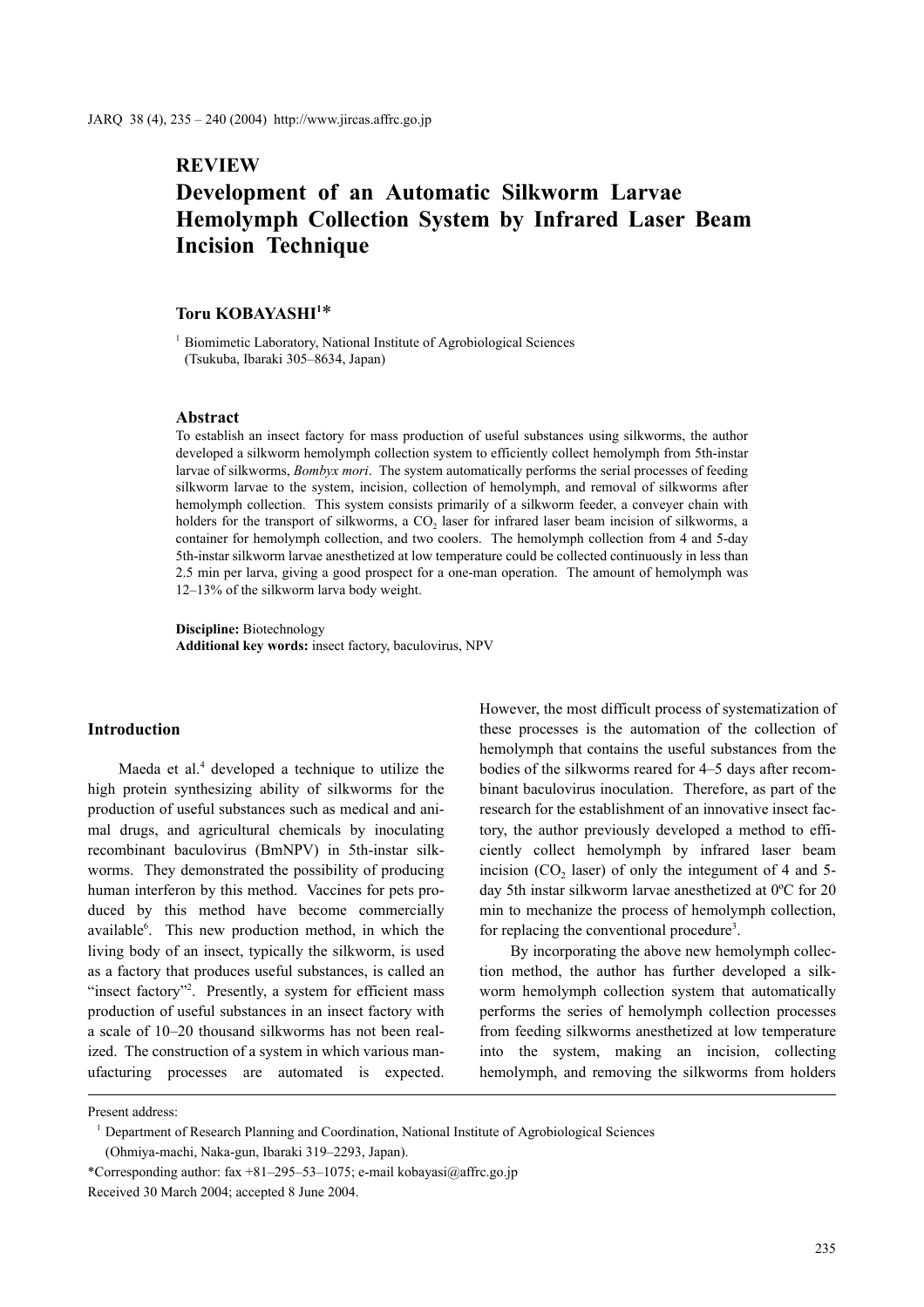**REVIEW**

# Development of an Automatic Silkworm Larvae Hemolymph Collection System by Infrared Laser Beam Incision Technique

**Toru KOBAYASHI**[1]*

[1] Biomimetic Laboratory, National Institute of Agrobiological Sciences (Tsukuba, Ibaraki 305–8634, Japan)

## Abstract

To establish an insect factory for mass production of useful substances using silkworms, the author developed a silkworm hemolymph collection system to efficiently collect hemolymph from 5th-instar larvae of silkworms, *Bombyx mori*. The system automatically performs the serial processes of feeding silkworm larvae to the system, incision, collection of hemolymph, and removal of silkworms after hemolymph collection. This system consists primarily of a silkworm feeder, a conveyer chain with holders for the transport of silkworms, a $CO_2$ laser for infrared laser beam incision of silkworms, a container for hemolymph collection, and two coolers. The hemolymph collection from 4 and 5-day 5th-instar silkworm larvae anesthetized at low temperature could be collected continuously in less than 2.5 min per larva, giving a good prospect for a one-man operation. The amount of hemolymph was 12–13% of the silkworm larva body weight.

**Discipline:** Biotechnology
**Additional key words:** insect factory, baculovirus, NPV

## Introduction

Maeda et al.[4] developed a technique to utilize the high protein synthesizing ability of silkworms for the production of useful substances such as medical and animal drugs, and agricultural chemicals by inoculating recombinant baculovirus (BmNPV) in 5th-instar silkworms. They demonstrated the possibility of producing human interferon by this method. Vaccines for pets produced by this method have become commercially available[6]. This new production method, in which the living body of an insect, typically the silkworm, is used as a factory that produces useful substances, is called an "insect factory"[2]. Presently, a system for efficient mass production of useful substances in an insect factory with a scale of 10–20 thousand silkworms has not been realized. The construction of a system in which various manufacturing processes are automated is expected. However, the most difficult process of systematization of these processes is the automation of the collection of hemolymph that contains the useful substances from the bodies of the silkworms reared for 4–5 days after recombinant baculovirus inoculation. Therefore, as part of the research for the establishment of an innovative insect factory, the author previously developed a method to efficiently collect hemolymph by infrared laser beam incision ($CO_2$ laser) of only the integument of 4 and 5-day 5th instar silkworm larvae anesthetized at 0ºC for 20 min to mechanize the process of hemolymph collection, for replacing the conventional procedure[3].

By incorporating the above new hemolymph collection method, the author has further developed a silkworm hemolymph collection system that automatically performs the series of hemolymph collection processes from feeding silkworms anesthetized at low temperature into the system, making an incision, collecting hemolymph, and removing the silkworms from holders

---

Present address:
[1] Department of Research Planning and Coordination, National Institute of Agrobiological Sciences (Ohmiya-machi, Naka-gun, Ibaraki 319–2293, Japan).
*Corresponding author: fax +81–295–53–1075; e-mail kobayasi@affrc.go.jp
Received 30 March 2004; accepted 8 June 2004.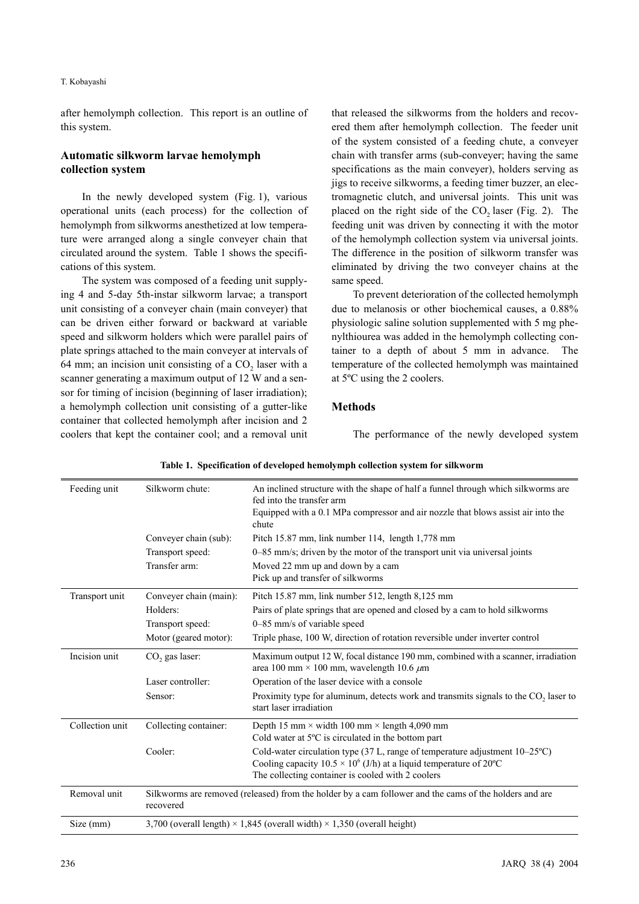after hemolymph collection. This report is an outline of this system.

## Automatic silkworm larvae hemolymph collection system

In the newly developed system (Fig. 1), various operational units (each process) for the collection of hemolymph from silkworms anesthetized at low temperature were arranged along a single conveyer chain that circulated around the system. Table 1 shows the specifications of this system.

The system was composed of a feeding unit supplying 4 and 5-day 5th-instar silkworm larvae; a transport unit consisting of a conveyer chain (main conveyer) that can be driven either forward or backward at variable speed and silkworm holders which were parallel pairs of plate springs attached to the main conveyer at intervals of 64 mm; an incision unit consisting of a $CO_2$ laser with a scanner generating a maximum output of 12 W and a sensor for timing of incision (beginning of laser irradiation); a hemolymph collection unit consisting of a gutter-like container that collected hemolymph after incision and 2 coolers that kept the container cool; and a removal unit that released the silkworms from the holders and recovered them after hemolymph collection. The feeder unit of the system consisted of a feeding chute, a conveyer chain with transfer arms (sub-conveyer; having the same specifications as the main conveyer), holders serving as jigs to receive silkworms, a feeding timer buzzer, an electromagnetic clutch, and universal joints. This unit was placed on the right side of the $CO_2$ laser (Fig. 2). The feeding unit was driven by connecting it with the motor of the hemolymph collection system via universal joints. The difference in the position of silkworm transfer was eliminated by driving the two conveyer chains at the same speed.

To prevent deterioration of the collected hemolymph due to melanosis or other biochemical causes, a 0.88% physiologic saline solution supplemented with 5 mg phenylthiourea was added in the hemolymph collecting container to a depth of about 5 mm in advance. The temperature of the collected hemolymph was maintained at 5ºC using the 2 coolers.

## Methods

The performance of the newly developed system

**Table 1. Specification of developed hemolymph collection system for silkworm**

| | | |
|---|---|---|
| Feeding unit | Silkworm chute: | An inclined structure with the shape of half a funnel through which silkworms are fed into the transfer arm<br>Equipped with a 0.1 MPa compressor and air nozzle that blows assist air into the chute |
| | Conveyer chain (sub): | Pitch 15.87 mm, link number 114, length 1,778 mm |
| | Transport speed: | 0–85 mm/s; driven by the motor of the transport unit via universal joints |
| | Transfer arm: | Moved 22 mm up and down by a cam<br>Pick up and transfer of silkworms |
| Transport unit | Conveyer chain (main): | Pitch 15.87 mm, link number 512, length 8,125 mm |
| | Holders: | Pairs of plate springs that are opened and closed by a cam to hold silkworms |
| | Transport speed: | 0–85 mm/s of variable speed |
| | Motor (geared motor): | Triple phase, 100 W, direction of rotation reversible under inverter control |
| Incision unit | $CO_2$ gas laser: | Maximum output 12 W, focal distance 190 mm, combined with a scanner, irradiation area 100 mm × 100 mm, wavelength 10.6 $\mu$m |
| | Laser controller: | Operation of the laser device with a console |
| | Sensor: | Proximity type for aluminum, detects work and transmits signals to the $CO_2$ laser to start laser irradiation |
| Collection unit | Collecting container: | Depth 15 mm × width 100 mm × length 4,090 mm<br>Cold water at 5ºC is circulated in the bottom part |
| | Cooler: | Cold-water circulation type (37 L, range of temperature adjustment 10–25ºC)<br>Cooling capacity $10.5 \times 10^6$ (J/h) at a liquid temperature of 20ºC<br>The collecting container is cooled with 2 coolers |
| Removal unit | Silkworms are removed (released) from the holder by a cam follower and the cams of the holders and are recovered | |
| Size (mm) | 3,700 (overall length) × 1,845 (overall width) × 1,350 (overall height) | |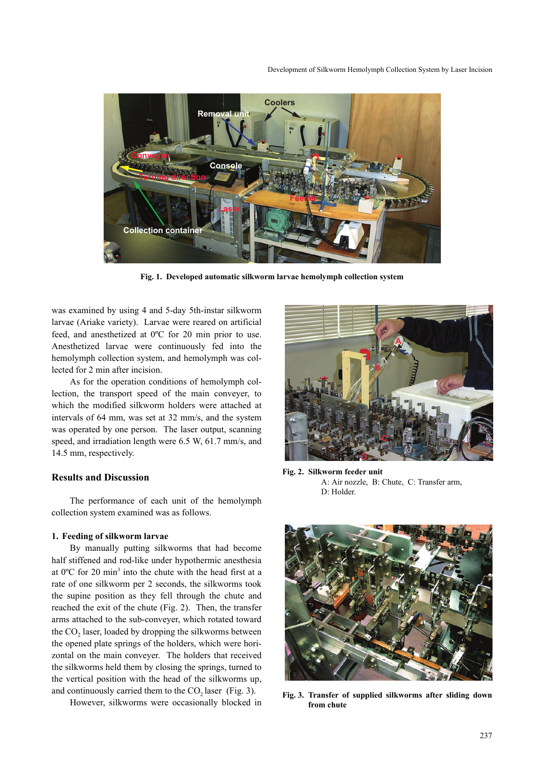Fig. 1. Developed automatic silkworm larvae hemolymph collection system

was examined by using 4 and 5-day 5th-instar silkworm larvae (Ariake variety). Larvae were reared on artificial feed, and anesthetized at 0ºC for 20 min prior to use. Anesthetized larvae were continuously fed into the hemolymph collection system, and hemolymph was collected for 2 min after incision.

As for the operation conditions of hemolymph collection, the transport speed of the main conveyer, to which the modified silkworm holders were attached at intervals of 64 mm, was set at 32 mm/s, and the system was operated by one person. The laser output, scanning speed, and irradiation length were 6.5 W, 61.7 mm/s, and 14.5 mm, respectively.

## Results and Discussion

The performance of each unit of the hemolymph collection system examined was as follows.

### 1. Feeding of silkworm larvae

By manually putting silkworms that had become half stiffened and rod-like under hypothermic anesthesia at 0ºC for 20 min[3] into the chute with the head first at a rate of one silkworm per 2 seconds, the silkworms took the supine position as they fell through the chute and reached the exit of the chute (Fig. 2). Then, the transfer arms attached to the sub-conveyer, which rotated toward the $CO_2$ laser, loaded by dropping the silkworms between the opened plate springs of the holders, which were horizontal on the main conveyer. The holders that received the silkworms held them by closing the springs, turned to the vertical position with the head of the silkworms up, and continuously carried them to the $CO_2$ laser (Fig. 3).

However, silkworms were occasionally blocked in

Fig. 2. Silkworm feeder unit
A: Air nozzle, B: Chute, C: Transfer arm, D: Holder.

Fig. 3. Transfer of supplied silkworms after sliding down from chute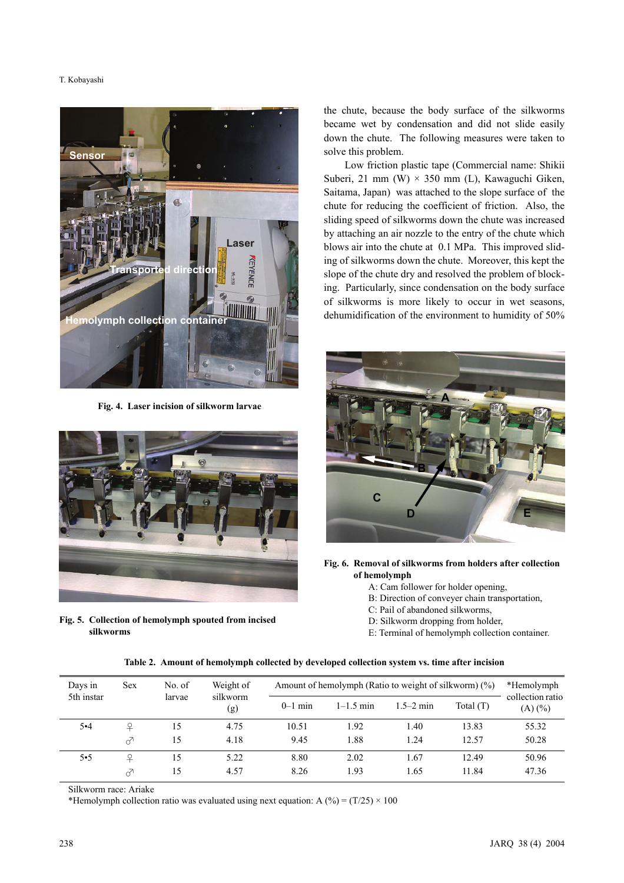Fig. 4. Laser incision of silkworm larvae

Fig. 5. Collection of hemolymph spouted from incised silkworms

the chute, because the body surface of the silkworms became wet by condensation and did not slide easily down the chute. The following measures were taken to solve this problem.

Low friction plastic tape (Commercial name: Shikii Suberi, 21 mm (W) × 350 mm (L), Kawaguchi Giken, Saitama, Japan) was attached to the slope surface of the chute for reducing the coefficient of friction. Also, the sliding speed of silkworms down the chute was increased by attaching an air nozzle to the entry of the chute which blows air into the chute at 0.1 MPa. This improved sliding of silkworms down the chute. Moreover, this kept the slope of the chute dry and resolved the problem of blocking. Particularly, since condensation on the body surface of silkworms is more likely to occur in wet seasons, dehumidification of the environment to humidity of 50%

Fig. 6. Removal of silkworms from holders after collection of hemolymph

A: Cam follower for holder opening,
B: Direction of conveyer chain transportation,
C: Pail of abandoned silkworms,
D: Silkworm dropping from holder,
E: Terminal of hemolymph collection container.

Table 2. Amount of hemolymph collected by developed collection system vs. time after incision

| Days in 5th instar | Sex | No. of larvae | Weight of silkworm (g) | Amount of hemolymph (Ratio to weight of silkworm) (%) | | | | *Hemolymph collection ratio (A) (%) |
|---|---|---|---|---|---|---|---|---|
| | | | | 0–1 min | 1–1.5 min | 1.5–2 min | Total (T) | |
| 5•4 | ♀ | 15 | 4.75 | 10.51 | 1.92 | 1.40 | 13.83 | 55.32 |
| | ♂ | 15 | 4.18 | 9.45 | 1.88 | 1.24 | 12.57 | 50.28 |
| 5•5 | ♀ | 15 | 5.22 | 8.80 | 2.02 | 1.67 | 12.49 | 50.96 |
| | ♂ | 15 | 4.57 | 8.26 | 1.93 | 1.65 | 11.84 | 47.36 |

Silkworm race: Ariake
*Hemolymph collection ratio was evaluated using next equation: A (%) = (T/25) × 100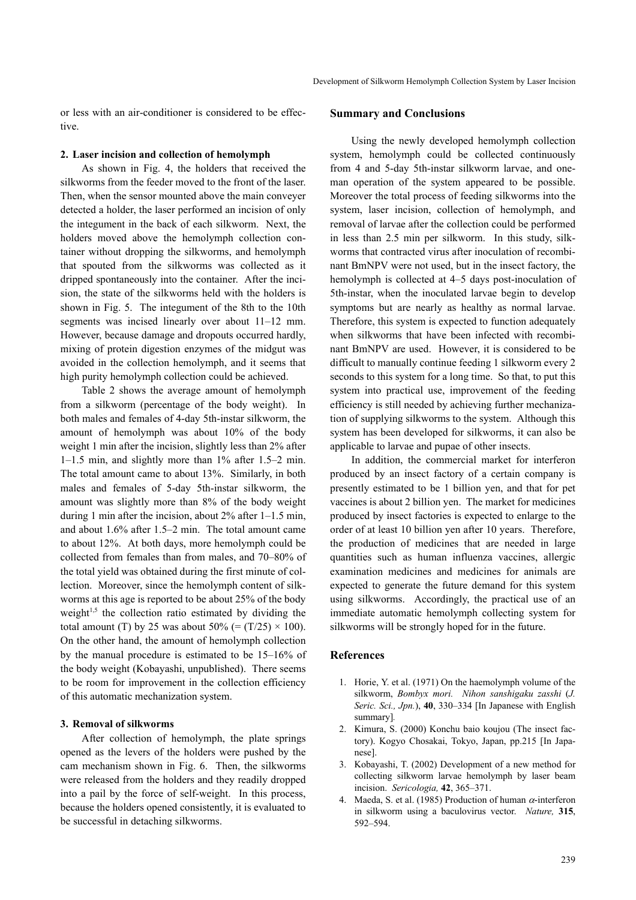or less with an air-conditioner is considered to be effective.

### 2. Laser incision and collection of hemolymph

As shown in Fig. 4, the holders that received the silkworms from the feeder moved to the front of the laser. Then, when the sensor mounted above the main conveyer detected a holder, the laser performed an incision of only the integument in the back of each silkworm. Next, the holders moved above the hemolymph collection container without dropping the silkworms, and hemolymph that spouted from the silkworms was collected as it dripped spontaneously into the container. After the incision, the state of the silkworms held with the holders is shown in Fig. 5. The integument of the 8th to the 10th segments was incised linearly over about 11–12 mm. However, because damage and dropouts occurred hardly, mixing of protein digestion enzymes of the midgut was avoided in the collection hemolymph, and it seems that high purity hemolymph collection could be achieved.

Table 2 shows the average amount of hemolymph from a silkworm (percentage of the body weight). In both males and females of 4-day 5th-instar silkworm, the amount of hemolymph was about 10% of the body weight 1 min after the incision, slightly less than 2% after 1–1.5 min, and slightly more than 1% after 1.5–2 min. The total amount came to about 13%. Similarly, in both males and females of 5-day 5th-instar silkworm, the amount was slightly more than 8% of the body weight during 1 min after the incision, about 2% after 1–1.5 min, and about 1.6% after 1.5–2 min. The total amount came to about 12%. At both days, more hemolymph could be collected from females than from males, and 70–80% of the total yield was obtained during the first minute of collection. Moreover, since the hemolymph content of silkworms at this age is reported to be about 25% of the body weight[1,5] the collection ratio estimated by dividing the total amount (T) by 25 was about 50% (= $(T/25) \times 100$). On the other hand, the amount of hemolymph collection by the manual procedure is estimated to be 15–16% of the body weight (Kobayashi, unpublished). There seems to be room for improvement in the collection efficiency of this automatic mechanization system.

### 3. Removal of silkworms

After collection of hemolymph, the plate springs opened as the levers of the holders were pushed by the cam mechanism shown in Fig. 6. Then, the silkworms were released from the holders and they readily dropped into a pail by the force of self-weight. In this process, because the holders opened consistently, it is evaluated to be successful in detaching silkworms.

## Summary and Conclusions

Using the newly developed hemolymph collection system, hemolymph could be collected continuously from 4 and 5-day 5th-instar silkworm larvae, and one-man operation of the system appeared to be possible. Moreover the total process of feeding silkworms into the system, laser incision, collection of hemolymph, and removal of larvae after the collection could be performed in less than 2.5 min per silkworm. In this study, silkworms that contracted virus after inoculation of recombinant BmNPV were not used, but in the insect factory, the hemolymph is collected at 4–5 days post-inoculation of 5th-instar, when the inoculated larvae begin to develop symptoms but are nearly as healthy as normal larvae. Therefore, this system is expected to function adequately when silkworms that have been infected with recombinant BmNPV are used. However, it is considered to be difficult to manually continue feeding 1 silkworm every 2 seconds to this system for a long time. So that, to put this system into practical use, improvement of the feeding efficiency is still needed by achieving further mechanization of supplying silkworms to the system. Although this system has been developed for silkworms, it can also be applicable to larvae and pupae of other insects.

In addition, the commercial market for interferon produced by an insect factory of a certain company is presently estimated to be 1 billion yen, and that for pet vaccines is about 2 billion yen. The market for medicines produced by insect factories is expected to enlarge to the order of at least 10 billion yen after 10 years. Therefore, the production of medicines that are needed in large quantities such as human influenza vaccines, allergic examination medicines and medicines for animals are expected to generate the future demand for this system using silkworms. Accordingly, the practical use of an immediate automatic hemolymph collecting system for silkworms will be strongly hoped for in the future.

## References

1. Horie, Y. et al. (1971) On the haemolymph volume of the silkworm, *Bombyx mori*. *Nihon sanshigaku zasshi* (*J. Seric. Sci., Jpn.*), **40**, 330–334 [In Japanese with English summary].
2. Kimura, S. (2000) Konchu baio koujou (The insect factory). Kogyo Chosakai, Tokyo, Japan, pp.215 [In Japanese].
3. Kobayashi, T. (2002) Development of a new method for collecting silkworm larvae hemolymph by laser beam incision. *Sericologia,* **42**, 365–371.
4. Maeda, S. et al. (1985) Production of human $\alpha$-interferon in silkworm using a baculovirus vector. *Nature,* **315**, 592–594.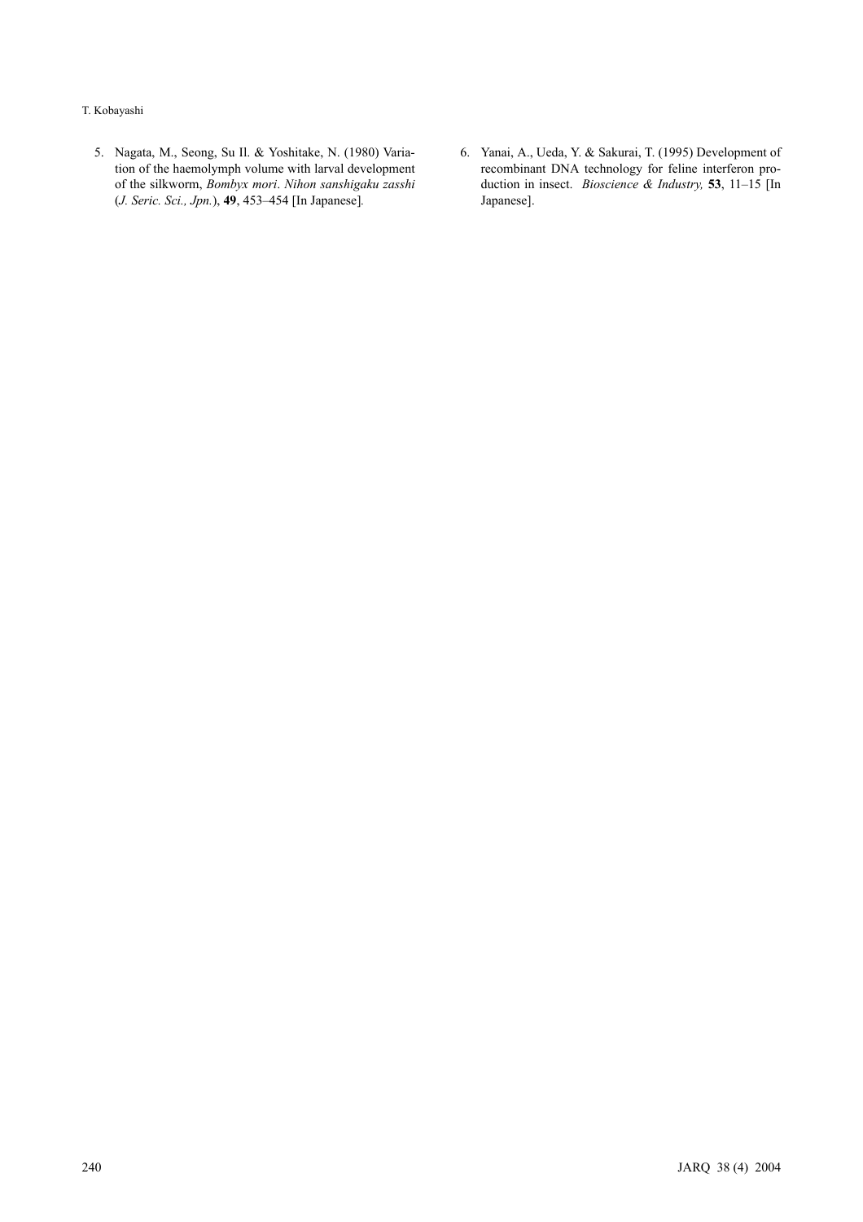5. Nagata, M., Seong, Su Il. & Yoshitake, N. (1980) Variation of the haemolymph volume with larval development of the silkworm, *Bombyx mori*. *Nihon sanshigaku zasshi* (*J. Seric. Sci., Jpn.*), **49**, 453–454 [In Japanese].

6. Yanai, A., Ueda, Y. & Sakurai, T. (1995) Development of recombinant DNA technology for feline interferon production in insect. *Bioscience & Industry,* **53**, 11–15 [In Japanese].